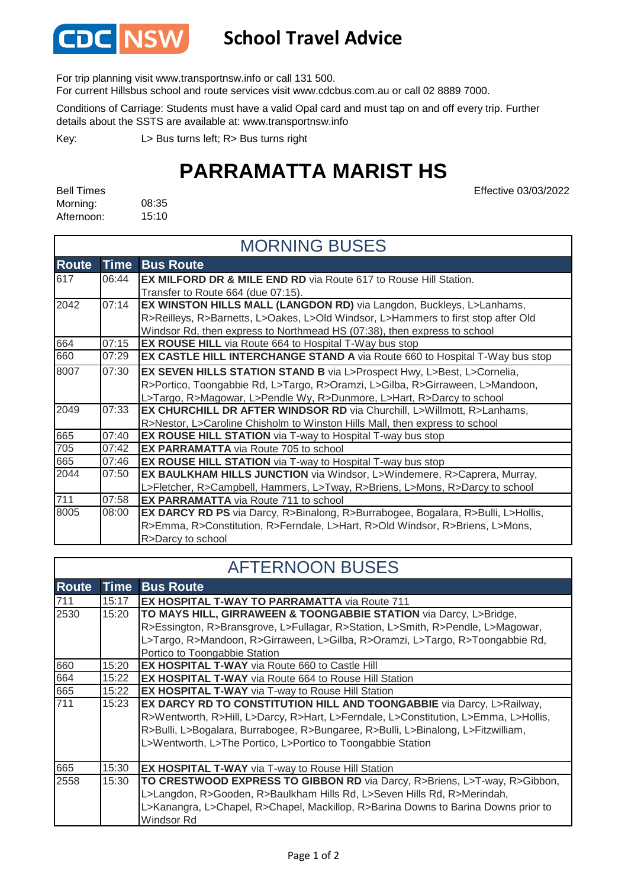# CDC NSW School Travel Advice

For trip planning visit www.transportnsw.info or call 131 500.
For current Hillsbus school and route services visit www.cdcbus.com.au or call 02 8889 7000.

Conditions of Carriage: Students must have a valid Opal card and must tap on and off every trip. Further details about the SSTS are available at: www.transportnsw.info

Key: L> Bus turns left; R> Bus turns right

# PARRAMATTA MARIST HS

Effective 03/03/2022

Bell Times
Morning: 08:35
Afternoon: 15:10

## MORNING BUSES

| Route | Time | Bus Route |
|---|---|---|
| 617 | 06:44 | **EX MILFORD DR & MILE END RD** via Route 617 to Rouse Hill Station. Transfer to Route 664 (due 07:15). |
| 2042 | 07:14 | **EX WINSTON HILLS MALL (LANGDON RD)** via Langdon, Buckleys, L>Lanhams, R>Reilleys, R>Barnetts, L>Oakes, L>Old Windsor, L>Hammers to first stop after Old Windsor Rd, then express to Northmead HS (07:38), then express to school |
| 664 | 07:15 | **EX ROUSE HILL** via Route 664 to Hospital T-Way bus stop |
| 660 | 07:29 | **EX CASTLE HILL INTERCHANGE STAND A** via Route 660 to Hospital T-Way bus stop |
| 8007 | 07:30 | **EX SEVEN HILLS STATION STAND B** via L>Prospect Hwy, L>Best, L>Cornelia, R>Portico, Toongabbie Rd, L>Targo, R>Oramzi, L>Gilba, R>Girraween, L>Mandoon, L>Targo, R>Magowar, L>Pendle Wy, R>Dunmore, L>Hart, R>Darcy to school |
| 2049 | 07:33 | **EX CHURCHILL DR AFTER WINDSOR RD** via Churchill, L>Willmott, R>Lanhams, R>Nestor, L>Caroline Chisholm to Winston Hills Mall, then express to school |
| 665 | 07:40 | **EX ROUSE HILL STATION** via T-way to Hospital T-way bus stop |
| 705 | 07:42 | **EX PARRAMATTA** via Route 705 to school |
| 665 | 07:46 | **EX ROUSE HILL STATION** via T-way to Hospital T-way bus stop |
| 2044 | 07:50 | **EX BAULKHAM HILLS JUNCTION** via Windsor, L>Windemere, R>Caprera, Murray, L>Fletcher, R>Campbell, Hammers, L>Tway, R>Briens, L>Mons, R>Darcy to school |
| 711 | 07:58 | **EX PARRAMATTA** via Route 711 to school |
| 8005 | 08:00 | **EX DARCY RD PS** via Darcy, R>Binalong, R>Burrabogee, Bogalara, R>Bulli, L>Hollis, R>Emma, R>Constitution, R>Ferndale, L>Hart, R>Old Windsor, R>Briens, L>Mons, R>Darcy to school |

## AFTERNOON BUSES

| Route | Time | Bus Route |
|---|---|---|
| 711 | 15:17 | **EX HOSPITAL T-WAY TO PARRAMATTA** via Route 711 |
| 2530 | 15:20 | **TO MAYS HILL, GIRRAWEEN & TOONGABBIE STATION** via Darcy, L>Bridge, R>Essington, R>Bransgrove, L>Fullagar, R>Station, L>Smith, R>Pendle, L>Magowar, L>Targo, R>Mandoon, R>Girraween, L>Gilba, R>Oramzi, L>Targo, R>Toongabbie Rd, Portico to Toongabbie Station |
| 660 | 15:20 | **EX HOSPITAL T-WAY** via Route 660 to Castle Hill |
| 664 | 15:22 | **EX HOSPITAL T-WAY** via Route 664 to Rouse Hill Station |
| 665 | 15:22 | **EX HOSPITAL T-WAY** via T-way to Rouse Hill Station |
| 711 | 15:23 | **EX DARCY RD TO CONSTITUTION HILL AND TOONGABBIE** via Darcy, L>Railway, R>Wentworth, R>Hill, L>Darcy, R>Hart, L>Ferndale, L>Constitution, L>Emma, L>Hollis, R>Bulli, L>Bogalara, Burrabogee, R>Bungaree, R>Bulli, L>Binalong, L>Fitzwilliam, L>Wentworth, L>The Portico, L>Portico to Toongabbie Station |
| 665 | 15:30 | **EX HOSPITAL T-WAY** via T-way to Rouse Hill Station |
| 2558 | 15:30 | **TO CRESTWOOD EXPRESS TO GIBBON RD** via Darcy, R>Briens, L>T-way, R>Gibbon, L>Langdon, R>Gooden, R>Baulkham Hills Rd, L>Seven Hills Rd, R>Merindah, L>Kanangra, L>Chapel, R>Chapel, Mackillop, R>Barina Downs to Barina Downs prior to Windsor Rd |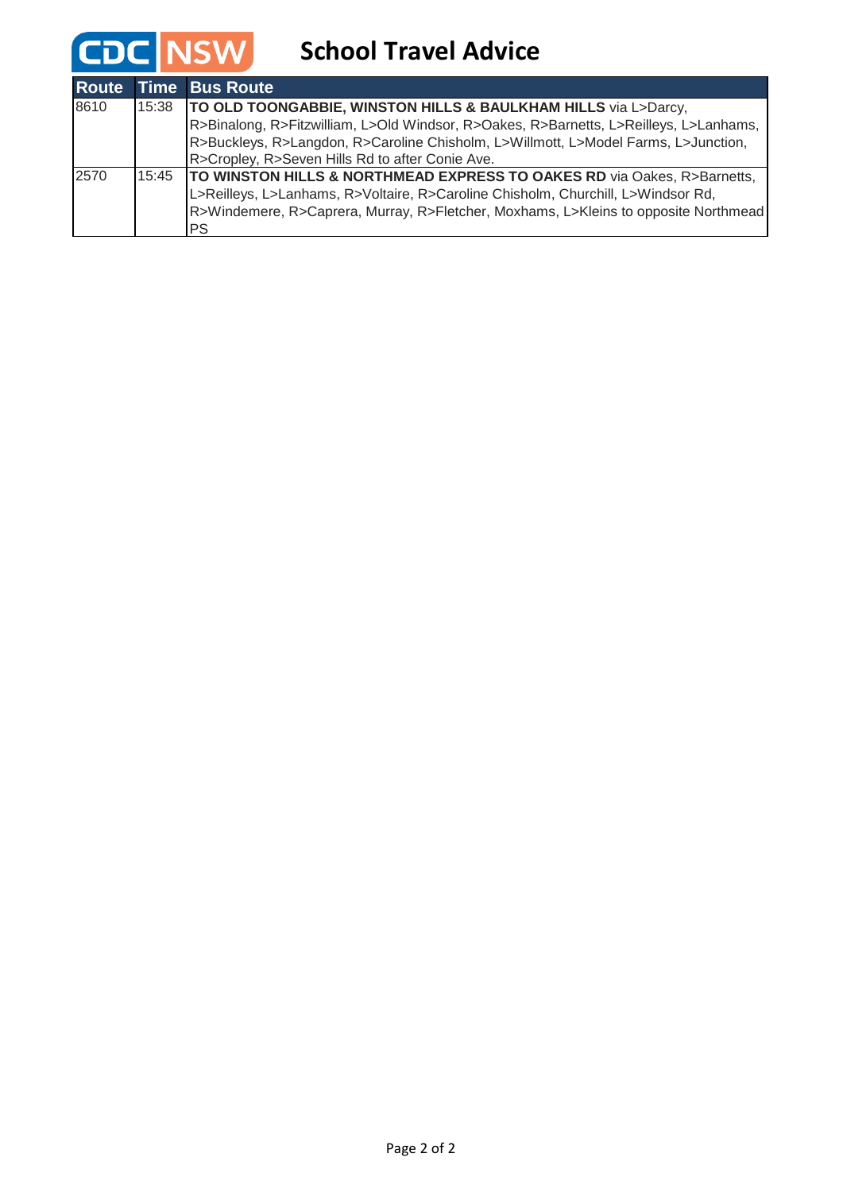# CDC NSW School Travel Advice

| Route | Time | Bus Route |
|---|---|---|
| 8610 | 15:38 | **TO OLD TOONGABBIE, WINSTON HILLS & BAULKHAM HILLS** via L>Darcy, R>Binalong, R>Fitzwilliam, L>Old Windsor, R>Oakes, R>Barnetts, L>Reilleys, L>Lanhams, R>Buckleys, R>Langdon, R>Caroline Chisholm, L>Willmott, L>Model Farms, L>Junction, R>Cropley, R>Seven Hills Rd to after Conie Ave. |
| 2570 | 15:45 | **TO WINSTON HILLS & NORTHMEAD EXPRESS TO OAKES RD** via Oakes, R>Barnetts, L>Reilleys, L>Lanhams, R>Voltaire, R>Caroline Chisholm, Churchill, L>Windsor Rd, R>Windemere, R>Caprera, Murray, R>Fletcher, Moxhams, L>Kleins to opposite Northmead PS |